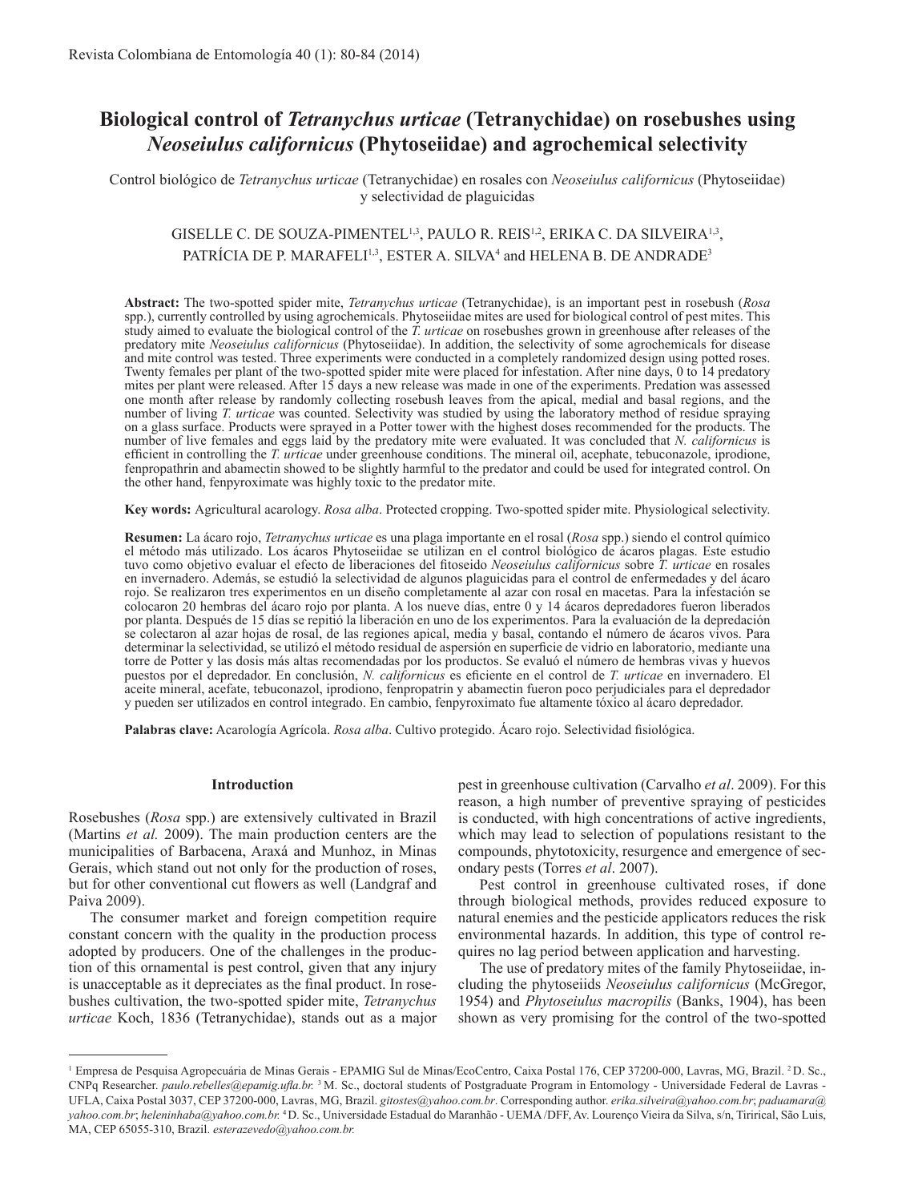# Biological control of *Tetranychus urticae* (Tetranychidae) on rosebushes using *Neoseiulus californicus* (Phytoseiidae) and agrochemical selectivity

Control biológico de *Tetranychus urticae* (Tetranychidae) en rosales con *Neoseiulus californicus* (Phytoseiidae) y selectividad de plaguicidas

GISELLE C. DE SOUZA-PIMENTEL[1,3], PAULO R. REIS[1,2], ERIKA C. DA SILVEIRA[1,3], PATRÍCIA DE P. MARAFELI[1,3], ESTER A. SILVA[4] and HELENA B. DE ANDRADE[3]

**Abstract:** The two-spotted spider mite, *Tetranychus urticae* (Tetranychidae), is an important pest in rosebush (*Rosa* spp.), currently controlled by using agrochemicals. Phytoseiidae mites are used for biological control of pest mites. This study aimed to evaluate the biological control of the *T. urticae* on rosebushes grown in greenhouse after releases of the predatory mite *Neoseiulus californicus* (Phytoseiidae). In addition, the selectivity of some agrochemicals for disease and mite control was tested. Three experiments were conducted in a completely randomized design using potted roses. Twenty females per plant of the two-spotted spider mite were placed for infestation. After nine days, 0 to 14 predatory mites per plant were released. After 15 days a new release was made in one of the experiments. Predation was assessed one month after release by randomly collecting rosebush leaves from the apical, medial and basal regions, and the number of living *T. urticae* was counted. Selectivity was studied by using the laboratory method of residue spraying on a glass surface. Products were sprayed in a Potter tower with the highest doses recommended for the products. The number of live females and eggs laid by the predatory mite were evaluated. It was concluded that *N. californicus* is efficient in controlling the *T. urticae* under greenhouse conditions. The mineral oil, acephate, tebuconazole, iprodione, fenpropathrin and abamectin showed to be slightly harmful to the predator and could be used for integrated control. On the other hand, fenpyroximate was highly toxic to the predator mite.

**Key words:** Agricultural acarology. *Rosa alba*. Protected cropping. Two-spotted spider mite. Physiological selectivity.

**Resumen:** La ácaro rojo, *Tetranychus urticae* es una plaga importante en el rosal (*Rosa* spp.) siendo el control químico el método más utilizado. Los ácaros Phytoseiidae se utilizan en el control biológico de ácaros plagas. Este estudio tuvo como objetivo evaluar el efecto de liberaciones del fitoseido *Neoseiulus californicus* sobre *T. urticae* en rosales en invernadero. Además, se estudió la selectividad de algunos plaguicidas para el control de enfermedades y del ácaro rojo. Se realizaron tres experimentos en un diseño completamente al azar con rosal en macetas. Para la infestación se colocaron 20 hembras del ácaro rojo por planta. A los nueve días, entre 0 y 14 ácaros depredadores fueron liberados por planta. Después de 15 días se repitió la liberación en uno de los experimentos. Para la evaluación de la depredación se colectaron al azar hojas de rosal, de las regiones apical, media y basal, contando el número de ácaros vivos. Para determinar la selectividad, se utilizó el método residual de aspersión en superficie de vidrio en laboratorio, mediante una torre de Potter y las dosis más altas recomendadas por los productos. Se evaluó el número de hembras vivas y huevos puestos por el depredador. En conclusión, *N. californicus* es eficiente en el control de *T. urticae* en invernadero. El aceite mineral, acefate, tebuconazol, iprodione, fenpropatrin y abamectin fueron poco perjudiciales para el depredador y pueden ser utilizados en control integrado. En cambio, fenpyroximato fue altamente tóxico al ácaro depredador.

**Palabras clave:** Acarología Agrícola. *Rosa alba*. Cultivo protegido. Ácaro rojo. Selectividad fisiológica.

## Introduction

Rosebushes (*Rosa* spp.) are extensively cultivated in Brazil (Martins *et al.* 2009). The main production centers are the municipalities of Barbacena, Araxá and Munhoz, in Minas Gerais, which stand out not only for the production of roses, but for other conventional cut flowers as well (Landgraf and Paiva 2009).

The consumer market and foreign competition require constant concern with the quality in the production process adopted by producers. One of the challenges in the production of this ornamental is pest control, given that any injury is unacceptable as it depreciates as the final product. In rosebushes cultivation, the two-spotted spider mite, *Tetranychus urticae* Koch, 1836 (Tetranychidae), stands out as a major pest in greenhouse cultivation (Carvalho *et al*. 2009). For this reason, a high number of preventive spraying of pesticides is conducted, with high concentrations of active ingredients, which may lead to selection of populations resistant to the compounds, phytotoxicity, resurgence and emergence of secondary pests (Torres *et al*. 2007).

Pest control in greenhouse cultivated roses, if done through biological methods, provides reduced exposure to natural enemies and the pesticide applicators reduces the risk environmental hazards. In addition, this type of control requires no lag period between application and harvesting.

The use of predatory mites of the family Phytoseiidae, including the phytoseiids *Neoseiulus californicus* (McGregor, 1954) and *Phytoseiulus macropilis* (Banks, 1904), has been shown as very promising for the control of the two-spotted

---

[1] Empresa de Pesquisa Agropecuária de Minas Gerais - EPAMIG Sul de Minas/EcoCentro, Caixa Postal 176, CEP 37200-000, Lavras, MG, Brazil. [2] D. Sc., CNPq Researcher. *paulo.rebelles@epamig.ufla.br.* [3] M. Sc., doctoral students of Postgraduate Program in Entomology - Universidade Federal de Lavras - UFLA, Caixa Postal 3037, CEP 37200-000, Lavras, MG, Brazil. *gitostes@yahoo.com.br*. Corresponding author. *erika.silveira@yahoo.com.br*; *paduamara@yahoo.com.br*; *heleninhaba@yahoo.com.br.* [4] D. Sc., Universidade Estadual do Maranhão - UEMA /DFF, Av. Lourenço Vieira da Silva, s/n, Tirirical, São Luis, MA, CEP 65055-310, Brazil. *esterazevedo@yahoo.com.br.*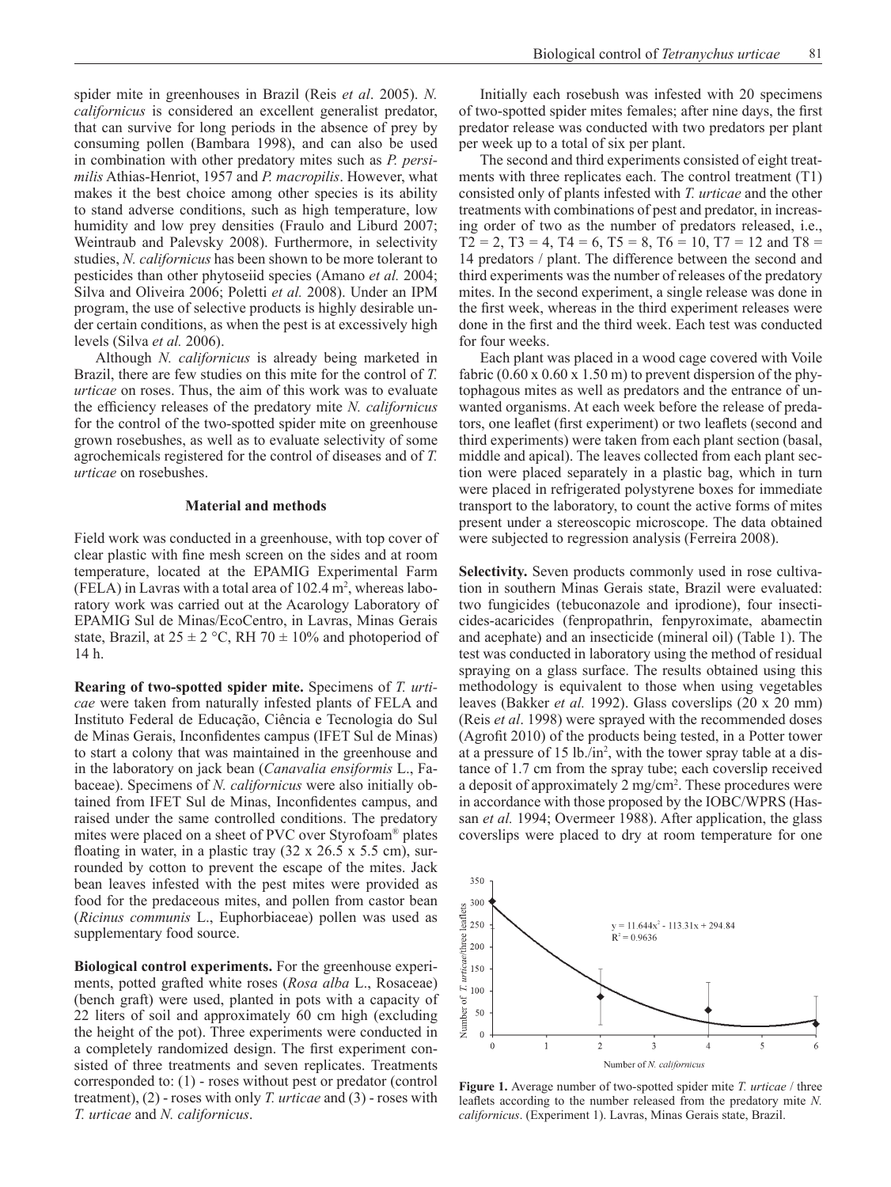spider mite in greenhouses in Brazil (Reis *et al*. 2005). *N. californicus* is considered an excellent generalist predator, that can survive for long periods in the absence of prey by consuming pollen (Bambara 1998), and can also be used in combination with other predatory mites such as *P. persimilis* Athias-Henriot, 1957 and *P. macropilis*. However, what makes it the best choice among other species is its ability to stand adverse conditions, such as high temperature, low humidity and low prey densities (Fraulo and Liburd 2007; Weintraub and Palevsky 2008). Furthermore, in selectivity studies, *N. californicus* has been shown to be more tolerant to pesticides than other phytoseiid species (Amano *et al.* 2004; Silva and Oliveira 2006; Poletti *et al.* 2008). Under an IPM program, the use of selective products is highly desirable under certain conditions, as when the pest is at excessively high levels (Silva *et al.* 2006).

Although *N. californicus* is already being marketed in Brazil, there are few studies on this mite for the control of *T. urticae* on roses. Thus, the aim of this work was to evaluate the efficiency releases of the predatory mite *N. californicus* for the control of the two-spotted spider mite on greenhouse grown rosebushes, as well as to evaluate selectivity of some agrochemicals registered for the control of diseases and of *T. urticae* on rosebushes.

## Material and methods

Field work was conducted in a greenhouse, with top cover of clear plastic with fine mesh screen on the sides and at room temperature, located at the EPAMIG Experimental Farm (FELA) in Lavras with a total area of 102.4 m$^2$, whereas laboratory work was carried out at the Acarology Laboratory of EPAMIG Sul de Minas/EcoCentro, in Lavras, Minas Gerais state, Brazil, at 25 ± 2 °C, RH 70 ± 10% and photoperiod of 14 h.

**Rearing of two-spotted spider mite.** Specimens of *T. urticae* were taken from naturally infested plants of FELA and Instituto Federal de Educação, Ciência e Tecnologia do Sul de Minas Gerais, Inconfidentes campus (IFET Sul de Minas) to start a colony that was maintained in the greenhouse and in the laboratory on jack bean (*Canavalia ensiformis* L., Fabaceae). Specimens of *N. californicus* were also initially obtained from IFET Sul de Minas, Inconfidentes campus, and raised under the same controlled conditions. The predatory mites were placed on a sheet of PVC over Styrofoam® plates floating in water, in a plastic tray (32 x 26.5 x 5.5 cm), surrounded by cotton to prevent the escape of the mites. Jack bean leaves infested with the pest mites were provided as food for the predaceous mites, and pollen from castor bean (*Ricinus communis* L., Euphorbiaceae) pollen was used as supplementary food source.

**Biological control experiments.** For the greenhouse experiments, potted grafted white roses (*Rosa alba* L., Rosaceae) (bench graft) were used, planted in pots with a capacity of 22 liters of soil and approximately 60 cm high (excluding the height of the pot). Three experiments were conducted in a completely randomized design. The first experiment consisted of three treatments and seven replicates. Treatments corresponded to: (1) - roses without pest or predator (control treatment), (2) - roses with only *T. urticae* and (3) - roses with *T. urticae* and *N. californicus*.

Initially each rosebush was infested with 20 specimens of two-spotted spider mites females; after nine days, the first predator release was conducted with two predators per plant per week up to a total of six per plant.

The second and third experiments consisted of eight treatments with three replicates each. The control treatment (T1) consisted only of plants infested with *T. urticae* and the other treatments with combinations of pest and predator, in increasing order of two as the number of predators released, i.e., T2 = 2, T3 = 4, T4 = 6, T5 = 8, T6 = 10, T7 = 12 and T8 = 14 predators / plant. The difference between the second and third experiments was the number of releases of the predatory mites. In the second experiment, a single release was done in the first week, whereas in the third experiment releases were done in the first and the third week. Each test was conducted for four weeks.

Each plant was placed in a wood cage covered with Voile fabric (0.60 x 0.60 x 1.50 m) to prevent dispersion of the phytophagous mites as well as predators and the entrance of unwanted organisms. At each week before the release of predators, one leaflet (first experiment) or two leaflets (second and third experiments) were taken from each plant section (basal, middle and apical). The leaves collected from each plant section were placed separately in a plastic bag, which in turn were placed in refrigerated polystyrene boxes for immediate transport to the laboratory, to count the active forms of mites present under a stereoscopic microscope. The data obtained were subjected to regression analysis (Ferreira 2008).

**Selectivity.** Seven products commonly used in rose cultivation in southern Minas Gerais state, Brazil were evaluated: two fungicides (tebuconazole and iprodione), four insecticides-acaricides (fenpropathrin, fenpyroximate, abamectin and acephate) and an insecticide (mineral oil) (Table 1). The test was conducted in laboratory using the method of residual spraying on a glass surface. The results obtained using this methodology is equivalent to those when using vegetables leaves (Bakker *et al.* 1992). Glass coverslips (20 x 20 mm) (Reis *et al*. 1998) were sprayed with the recommended doses (Agrofit 2010) of the products being tested, in a Potter tower at a pressure of 15 lb./in$^2$, with the tower spray table at a distance of 1.7 cm from the spray tube; each coverslip received a deposit of approximately 2 mg/cm$^2$. These procedures were in accordance with those proposed by the IOBC/WPRS (Hassan *et al.* 1994; Overmeer 1988). After application, the glass coverslips were placed to dry at room temperature for one

$$y = 11.644x^2 - 113.31x + 294.84$$
$$R^2 = 0.9636$$

**Figure 1.** Average number of two-spotted spider mite *T. urticae* / three leaflets according to the number released from the predatory mite *N. californicus*. (Experiment 1). Lavras, Minas Gerais state, Brazil.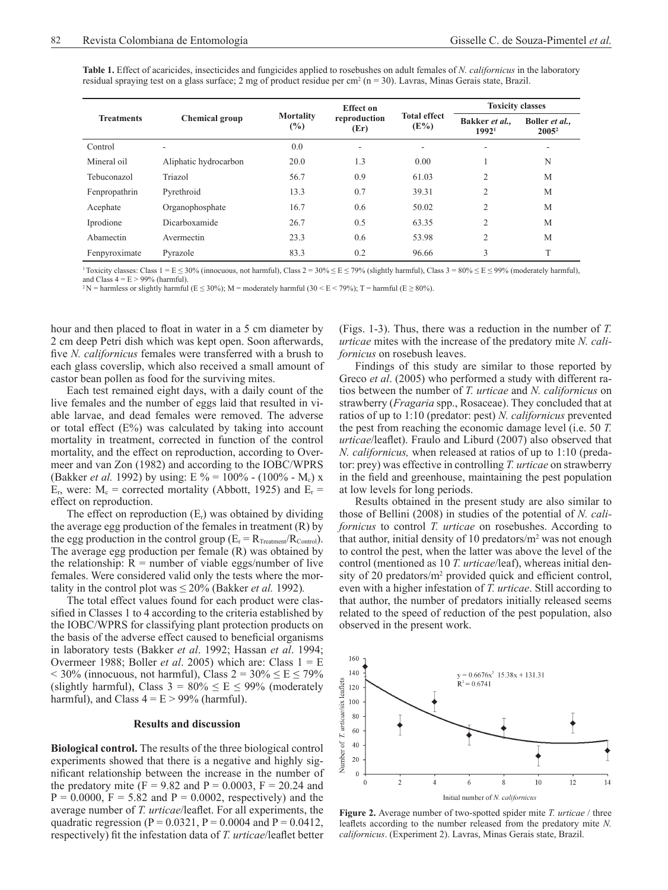**Table 1.** Effect of acaricides, insecticides and fungicides applied to rosebushes on adult females of *N. californicus* in the laboratory residual spraying test on a glass surface; 2 mg of product residue per cm$^2$ (n = 30). Lavras, Minas Gerais state, Brazil.

| Treatments | Chemical group | Mortality (%) | Effect on reproduction (Er) | Total effect (E%) | Toxicity classes | |
|---|---|---|---|---|---|---|
| | | | | | Bakker *et al.*, 1992[1] | Boller *et al.*, 2005[2] |
| Control | - | 0.0 | - | - | - | - |
| Mineral oil | Aliphatic hydrocarbon | 20.0 | 1.3 | 0.00 | 1 | N |
| Tebuconazol | Triazol | 56.7 | 0.9 | 61.03 | 2 | M |
| Fenpropathrin | Pyrethroid | 13.3 | 0.7 | 39.31 | 2 | M |
| Acephate | Organophosphate | 16.7 | 0.6 | 50.02 | 2 | M |
| Iprodione | Dicarboxamide | 26.7 | 0.5 | 63.35 | 2 | M |
| Abamectin | Avermectin | 23.3 | 0.6 | 53.98 | 2 | M |
| Fenpyroximate | Pyrazole | 83.3 | 0.2 | 96.66 | 3 | T |

[1] Toxicity classes: Class 1 = E ≤ 30% (innocuous, not harmful), Class 2 = 30% ≤ E ≤ 79% (slightly harmful), Class 3 = 80% ≤ E ≤ 99% (moderately harmful), and Class 4 = E > 99% (harmful).

[2] N = harmless or slightly harmful (E ≤ 30%); M = moderately harmful (30 < E < 79%); T = harmful (E ≥ 80%).

hour and then placed to float in water in a 5 cm diameter by 2 cm deep Petri dish which was kept open. Soon afterwards, five *N. californicus* females were transferred with a brush to each glass coverslip, which also received a small amount of castor bean pollen as food for the surviving mites.

Each test remained eight days, with a daily count of the live females and the number of eggs laid that resulted in viable larvae, and dead females were removed. The adverse or total effect (E%) was calculated by taking into account mortality in treatment, corrected in function of the control mortality, and the effect on reproduction, according to Overmeer and van Zon (1982) and according to the IOBC/WPRS (Bakker *et al.* 1992) by using: $E\,\% = 100\% - (100\% - M_c) \times E_r$, were: $M_c$ = corrected mortality (Abbott, 1925) and $E_r$ = effect on reproduction.

The effect on reproduction ($E_r$) was obtained by dividing the average egg production of the females in treatment (R) by the egg production in the control group ($E_r = R_{Treatment}/R_{Control}$). The average egg production per female (R) was obtained by the relationship: R = number of viable eggs/number of live females. Were considered valid only the tests where the mortality in the control plot was ≤ 20% (Bakker *et al.* 1992).

The total effect values found for each product were classified in Classes 1 to 4 according to the criteria established by the IOBC/WPRS for classifying plant protection products on the basis of the adverse effect caused to beneficial organisms in laboratory tests (Bakker *et al*. 1992; Hassan *et al*. 1994; Overmeer 1988; Boller *et al*. 2005) which are: Class 1 = E < 30% (innocuous, not harmful), Class 2 = 30% ≤ E ≤ 79% (slightly harmful), Class 3 = 80% ≤ E ≤ 99% (moderately harmful), and Class 4 = E > 99% (harmful).

## Results and discussion

**Biological control.** The results of the three biological control experiments showed that there is a negative and highly significant relationship between the increase in the number of the predatory mite (F = 9.82 and P = 0.0003, F = 20.24 and P = 0.0000, F = 5.82 and P = 0.0002, respectively) and the average number of *T. urticae*/leaflet. For all experiments, the quadratic regression (P = 0.0321, P = 0.0004 and P = 0.0412, respectively) fit the infestation data of *T. urticae*/leaflet better (Figs. 1-3). Thus, there was a reduction in the number of *T. urticae* mites with the increase of the predatory mite *N. californicus* on rosebush leaves.

Findings of this study are similar to those reported by Greco *et al*. (2005) who performed a study with different ratios between the number of *T. urticae* and *N. californicus* on strawberry (*Fragaria* spp., Rosaceae). They concluded that at ratios of up to 1:10 (predator: pest) *N. californicus* prevented the pest from reaching the economic damage level (i.e. 50 *T. urticae*/leaflet). Fraulo and Liburd (2007) also observed that *N. californicus,* when released at ratios of up to 1:10 (predator: prey) was effective in controlling *T. urticae* on strawberry in the field and greenhouse, maintaining the pest population at low levels for long periods.

Results obtained in the present study are also similar to those of Bellini (2008) in studies of the potential of *N. californicus* to control *T. urticae* on rosebushes. According to that author, initial density of 10 predators/m$^2$ was not enough to control the pest, when the latter was above the level of the control (mentioned as 10 *T. urticae*/leaf), whereas initial density of 20 predators/m$^2$ provided quick and efficient control, even with a higher infestation of *T. urticae*. Still according to that author, the number of predators initially released seems related to the speed of reduction of the pest population, also observed in the present work.

**Figure 2.** Average number of two-spotted spider mite *T. urticae* / three leaflets according to the number released from the predatory mite *N. californicus*. (Experiment 2). Lavras, Minas Gerais state, Brazil.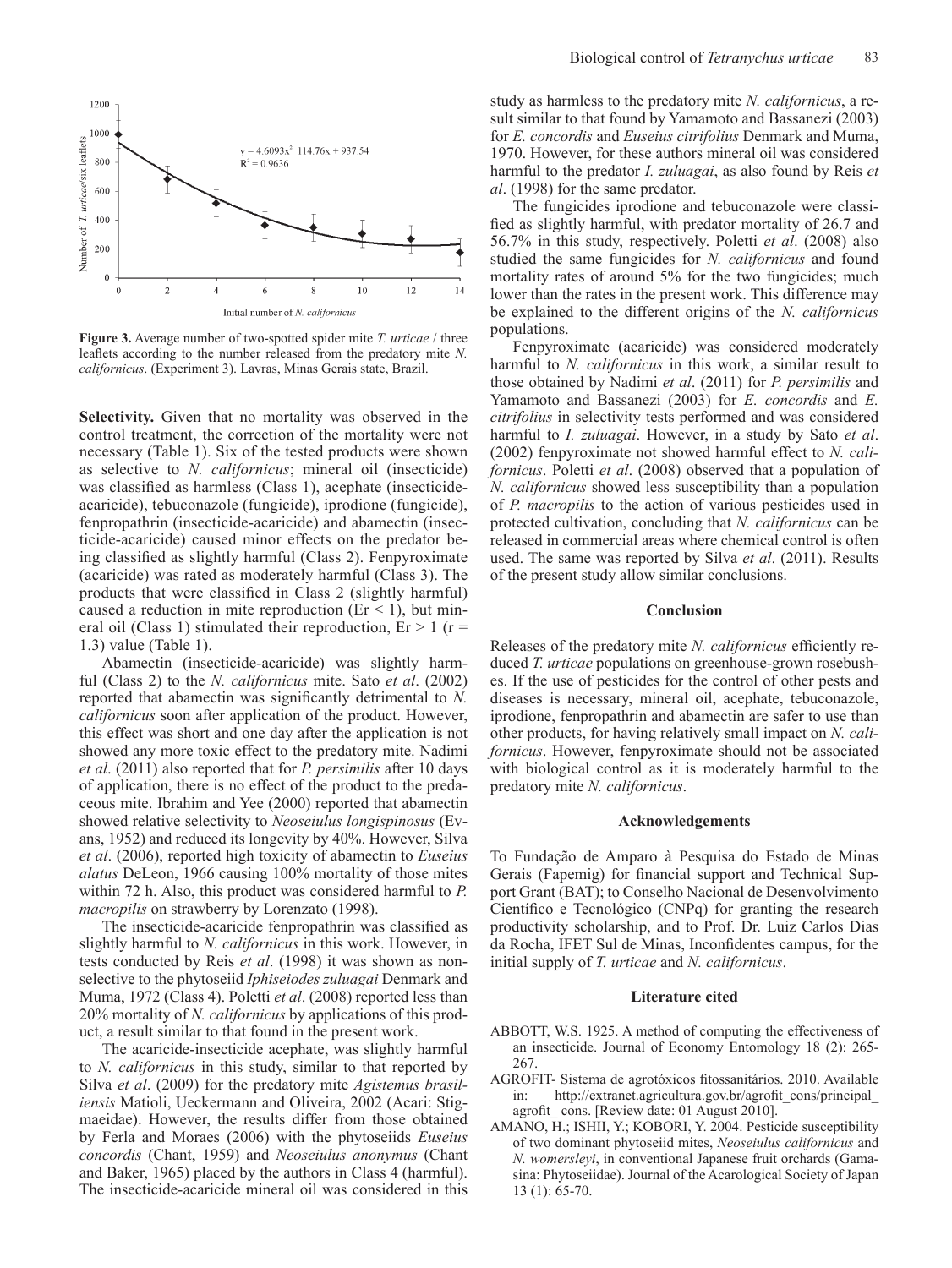**Figure 3.** Average number of two-spotted spider mite *T. urticae* / three leaflets according to the number released from the predatory mite *N. californicus*. (Experiment 3). Lavras, Minas Gerais state, Brazil.

**Selectivity.** Given that no mortality was observed in the control treatment, the correction of the mortality were not necessary (Table 1). Six of the tested products were shown as selective to *N. californicus*; mineral oil (insecticide) was classified as harmless (Class 1), acephate (insecticide-acaricide), tebuconazole (fungicide), iprodione (fungicide), fenpropathrin (insecticide-acaricide) and abamectin (insecticide-acaricide) caused minor effects on the predator being classified as slightly harmful (Class 2). Fenpyroximate (acaricide) was rated as moderately harmful (Class 3). The products that were classified in Class 2 (slightly harmful) caused a reduction in mite reproduction ($Er < 1$), but mineral oil (Class 1) stimulated their reproduction, $Er > 1$ ($r = 1.3$) value (Table 1).

Abamectin (insecticide-acaricide) was slightly harmful (Class 2) to the *N. californicus* mite. Sato *et al*. (2002) reported that abamectin was significantly detrimental to *N. californicus* soon after application of the product. However, this effect was short and one day after the application is not showed any more toxic effect to the predatory mite. Nadimi *et al*. (2011) also reported that for *P. persimilis* after 10 days of application, there is no effect of the product to the predaceous mite. Ibrahim and Yee (2000) reported that abamectin showed relative selectivity to *Neoseiulus longispinosus* (Evans, 1952) and reduced its longevity by 40%. However, Silva *et al*. (2006), reported high toxicity of abamectin to *Euseius alatus* DeLeon, 1966 causing 100% mortality of those mites within 72 h. Also, this product was considered harmful to *P. macropilis* on strawberry by Lorenzato (1998).

The insecticide-acaricide fenpropathrin was classified as slightly harmful to *N. californicus* in this work. However, in tests conducted by Reis *et al*. (1998) it was shown as nonselective to the phytoseiid *Iphiseiodes zuluagai* Denmark and Muma, 1972 (Class 4). Poletti *et al*. (2008) reported less than 20% mortality of *N. californicus* by applications of this product, a result similar to that found in the present work.

The acaricide-insecticide acephate, was slightly harmful to *N. californicus* in this study, similar to that reported by Silva *et al*. (2009) for the predatory mite *Agistemus brasiliensis* Matioli, Ueckermann and Oliveira, 2002 (Acari: Stigmaeidae). However, the results differ from those obtained by Ferla and Moraes (2006) with the phytoseiids *Euseius concordis* (Chant, 1959) and *Neoseiulus anonymus* (Chant and Baker, 1965) placed by the authors in Class 4 (harmful). The insecticide-acaricide mineral oil was considered in this study as harmless to the predatory mite *N. californicus*, a result similar to that found by Yamamoto and Bassanezi (2003) for *E. concordis* and *Euseius citrifolius* Denmark and Muma, 1970. However, for these authors mineral oil was considered harmful to the predator *I. zuluagai*, as also found by Reis *et al*. (1998) for the same predator.

The fungicides iprodione and tebuconazole were classified as slightly harmful, with predator mortality of 26.7 and 56.7% in this study, respectively. Poletti *et al*. (2008) also studied the same fungicides for *N. californicus* and found mortality rates of around 5% for the two fungicides; much lower than the rates in the present work. This difference may be explained to the different origins of the *N. californicus* populations.

Fenpyroximate (acaricide) was considered moderately harmful to *N. californicus* in this work, a similar result to those obtained by Nadimi *et al*. (2011) for *P. persimilis* and Yamamoto and Bassanezi (2003) for *E. concordis* and *E. citrifolius* in selectivity tests performed and was considered harmful to *I. zuluagai*. However, in a study by Sato *et al*. (2002) fenpyroximate not showed harmful effect to *N. californicus*. Poletti *et al*. (2008) observed that a population of *N. californicus* showed less susceptibility than a population of *P. macropilis* to the action of various pesticides used in protected cultivation, concluding that *N. californicus* can be released in commercial areas where chemical control is often used. The same was reported by Silva *et al*. (2011). Results of the present study allow similar conclusions.

## Conclusion

Releases of the predatory mite *N. californicus* efficiently reduced *T. urticae* populations on greenhouse-grown rosebushes. If the use of pesticides for the control of other pests and diseases is necessary, mineral oil, acephate, tebuconazole, iprodione, fenpropathrin and abamectin are safer to use than other products, for having relatively small impact on *N. californicus*. However, fenpyroximate should not be associated with biological control as it is moderately harmful to the predatory mite *N. californicus*.

## Acknowledgements

To Fundação de Amparo à Pesquisa do Estado de Minas Gerais (Fapemig) for financial support and Technical Support Grant (BAT); to Conselho Nacional de Desenvolvimento Científico e Tecnológico (CNPq) for granting the research productivity scholarship, and to Prof. Dr. Luiz Carlos Dias da Rocha, IFET Sul de Minas, Inconfidentes campus, for the initial supply of *T. urticae* and *N. californicus*.

## Literature cited

ABBOTT, W.S. 1925. A method of computing the effectiveness of an insecticide. Journal of Economy Entomology 18 (2): 265-267.

AGROFIT- Sistema de agrotóxicos fitossanitários. 2010. Available in: http://extranet.agricultura.gov.br/agrofit_cons/principal_agrofit_ cons. [Review date: 01 August 2010].

AMANO, H.; ISHII, Y.; KOBORI, Y. 2004. Pesticide susceptibility of two dominant phytoseiid mites, *Neoseiulus californicus* and *N. womersleyi*, in conventional Japanese fruit orchards (Gamasina: Phytoseiidae). Journal of the Acarological Society of Japan 13 (1): 65-70.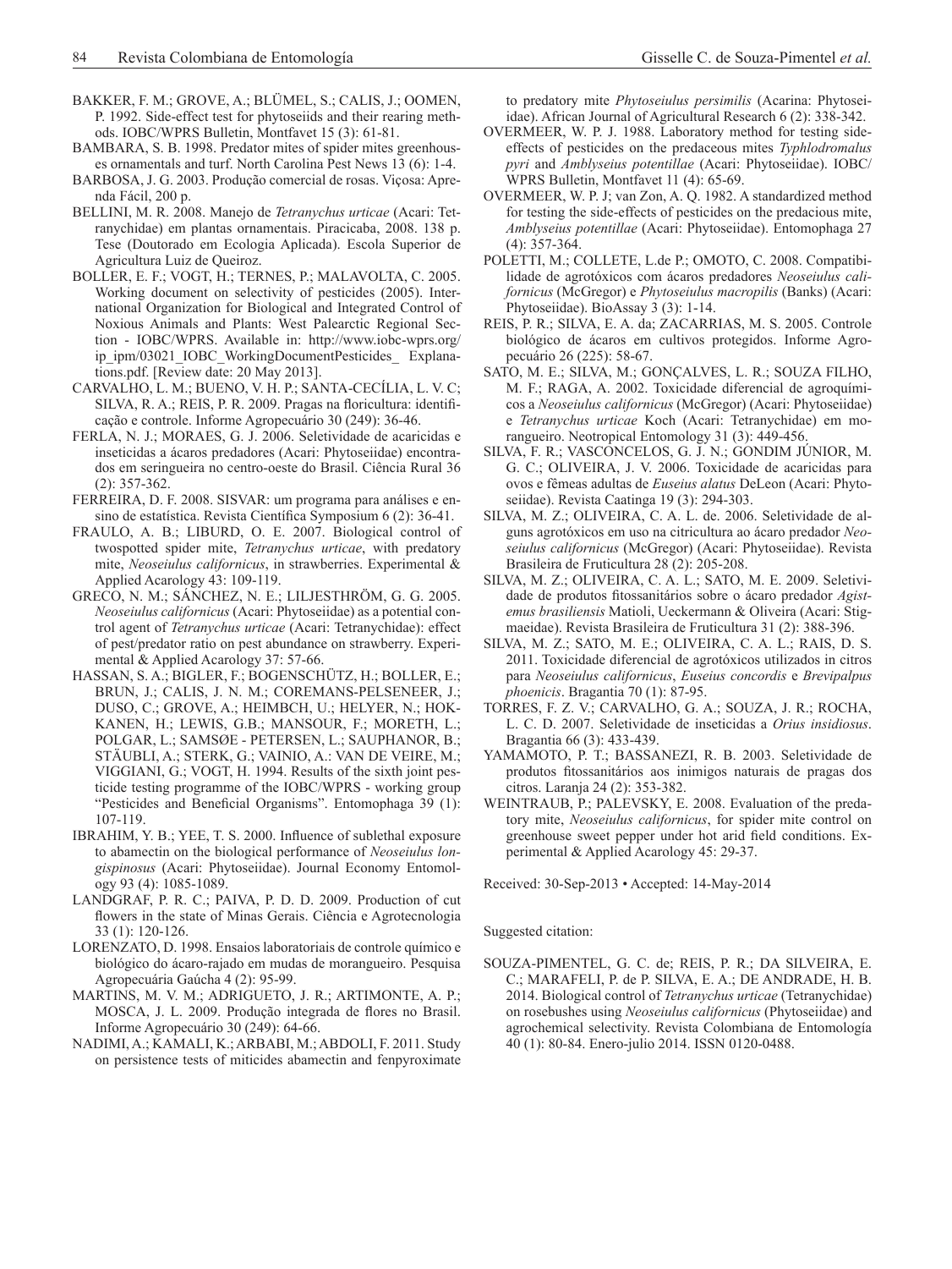BAKKER, F. M.; GROVE, A.; BLÜMEL, S.; CALIS, J.; OOMEN, P. 1992. Side-effect test for phytoseiids and their rearing methods. IOBC/WPRS Bulletin, Montfavet 15 (3): 61-81.

BAMBARA, S. B. 1998. Predator mites of spider mites greenhouses ornamentals and turf. North Carolina Pest News 13 (6): 1-4.

BARBOSA, J. G. 2003. Produção comercial de rosas. Viçosa: Aprenda Fácil, 200 p.

BELLINI, M. R. 2008. Manejo de *Tetranychus urticae* (Acari: Tetranychidae) em plantas ornamentais. Piracicaba, 2008. 138 p. Tese (Doutorado em Ecologia Aplicada). Escola Superior de Agricultura Luiz de Queiroz.

BOLLER, E. F.; VOGT, H.; TERNES, P.; MALAVOLTA, C. 2005. Working document on selectivity of pesticides (2005). International Organization for Biological and Integrated Control of Noxious Animals and Plants: West Palearctic Regional Section - IOBC/WPRS. Available in: http://www.iobc-wprs.org/ip_ipm/03021_IOBC_WorkingDocumentPesticides_ Explanations.pdf. [Review date: 20 May 2013].

CARVALHO, L. M.; BUENO, V. H. P.; SANTA-CECÍLIA, L. V. C; SILVA, R. A.; REIS, P. R. 2009. Pragas na floricultura: identificação e controle. Informe Agropecuário 30 (249): 36-46.

FERLA, N. J.; MORAES, G. J. 2006. Seletividade de acaricidas e inseticidas a ácaros predadores (Acari: Phytoseiidae) encontrados em seringueira no centro-oeste do Brasil. Ciência Rural 36 (2): 357-362.

FERREIRA, D. F. 2008. SISVAR: um programa para análises e ensino de estatística. Revista Científica Symposium 6 (2): 36-41.

FRAULO, A. B.; LIBURD, O. E. 2007. Biological control of twospotted spider mite, *Tetranychus urticae*, with predatory mite, *Neoseiulus californicus*, in strawberries. Experimental & Applied Acarology 43: 109-119.

GRECO, N. M.; SÁNCHEZ, N. E.; LILJESTHRÖM, G. G. 2005. *Neoseiulus californicus* (Acari: Phytoseiidae) as a potential control agent of *Tetranychus urticae* (Acari: Tetranychidae): effect of pest/predator ratio on pest abundance on strawberry. Experimental & Applied Acarology 37: 57-66.

HASSAN, S. A.; BIGLER, F.; BOGENSCHÜTZ, H.; BOLLER, E.; BRUN, J.; CALIS, J. N. M.; COREMANS-PELSENEER, J.; DUSO, C.; GROVE, A.; HEIMBCH, U.; HELYER, N.; HOKKANEN, H.; LEWIS, G.B.; MANSOUR, F.; MORETH, L.; POLGAR, L.; SAMSØE - PETERSEN, L.; SAUPHANOR, B.; STÄUBLI, A.; STERK, G.; VAINIO, A.: VAN DE VEIRE, M.; VIGGIANI, G.; VOGT, H. 1994. Results of the sixth joint pesticide testing programme of the IOBC/WPRS - working group "Pesticides and Beneficial Organisms". Entomophaga 39 (1): 107-119.

IBRAHIM, Y. B.; YEE, T. S. 2000. Influence of sublethal exposure to abamectin on the biological performance of *Neoseiulus longispinosus* (Acari: Phytoseiidae). Journal Economy Entomology 93 (4): 1085-1089.

LANDGRAF, P. R. C.; PAIVA, P. D. D. 2009. Production of cut flowers in the state of Minas Gerais. Ciência e Agrotecnologia 33 (1): 120-126.

LORENZATO, D. 1998. Ensaios laboratoriais de controle químico e biológico do ácaro-rajado em mudas de morangueiro. Pesquisa Agropecuária Gaúcha 4 (2): 95-99.

MARTINS, M. V. M.; ADRIGUETO, J. R.; ARTIMONTE, A. P.; MOSCA, J. L. 2009. Produção integrada de flores no Brasil. Informe Agropecuário 30 (249): 64-66.

NADIMI, A.; KAMALI, K.; ARBABI, M.; ABDOLI, F. 2011. Study on persistence tests of miticides abamectin and fenpyroximate to predatory mite *Phytoseiulus persimilis* (Acarina: Phytoseiidae). African Journal of Agricultural Research 6 (2): 338-342.

OVERMEER, W. P. J. 1988. Laboratory method for testing side-effects of pesticides on the predaceous mites *Typhlodromalus pyri* and *Amblyseius potentillae* (Acari: Phytoseiidae). IOBC/WPRS Bulletin, Montfavet 11 (4): 65-69.

OVERMEER, W. P. J; van Zon, A. Q. 1982. A standardized method for testing the side-effects of pesticides on the predacious mite, *Amblyseius potentillae* (Acari: Phytoseiidae). Entomophaga 27 (4): 357-364.

POLETTI, M.; COLLETE, L.de P.; OMOTO, C. 2008. Compatibilidade de agrotóxicos com ácaros predadores *Neoseiulus californicus* (McGregor) e *Phytoseiulus macropilis* (Banks) (Acari: Phytoseiidae). BioAssay 3 (3): 1-14.

REIS, P. R.; SILVA, E. A. da; ZACARRIAS, M. S. 2005. Controle biológico de ácaros em cultivos protegidos. Informe Agropecuário 26 (225): 58-67.

SATO, M. E.; SILVA, M.; GONÇALVES, L. R.; SOUZA FILHO, M. F.; RAGA, A. 2002. Toxicidade diferencial de agroquímicos a *Neoseiulus californicus* (McGregor) (Acari: Phytoseiidae) e *Tetranychus urticae* Koch (Acari: Tetranychidae) em morangueiro. Neotropical Entomology 31 (3): 449-456.

SILVA, F. R.; VASCONCELOS, G. J. N.; GONDIM JÚNIOR, M. G. C.; OLIVEIRA, J. V. 2006. Toxicidade de acaricidas para ovos e fêmeas adultas de *Euseius alatus* DeLeon (Acari: Phytoseiidae). Revista Caatinga 19 (3): 294-303.

SILVA, M. Z.; OLIVEIRA, C. A. L. de. 2006. Seletividade de alguns agrotóxicos em uso na citricultura ao ácaro predador *Neoseiulus californicus* (McGregor) (Acari: Phytoseiidae). Revista Brasileira de Fruticultura 28 (2): 205-208.

SILVA, M. Z.; OLIVEIRA, C. A. L.; SATO, M. E. 2009. Seletividade de produtos fitossanitários sobre o ácaro predador *Agistemus brasiliensis* Matioli, Ueckermann & Oliveira (Acari: Stigmaeidae). Revista Brasileira de Fruticultura 31 (2): 388-396.

SILVA, M. Z.; SATO, M. E.; OLIVEIRA, C. A. L.; RAIS, D. S. 2011. Toxicidade diferencial de agrotóxicos utilizados in citros para *Neoseiulus californicus*, *Euseius concordis* e *Brevipalpus phoenicis*. Bragantia 70 (1): 87-95.

TORRES, F. Z. V.; CARVALHO, G. A.; SOUZA, J. R.; ROCHA, L. C. D. 2007. Seletividade de inseticidas a *Orius insidiosus*. Bragantia 66 (3): 433-439.

YAMAMOTO, P. T.; BASSANEZI, R. B. 2003. Seletividade de produtos fitossanitários aos inimigos naturais de pragas dos citros. Laranja 24 (2): 353-382.

WEINTRAUB, P.; PALEVSKY, E. 2008. Evaluation of the predatory mite, *Neoseiulus californicus*, for spider mite control on greenhouse sweet pepper under hot arid field conditions. Experimental & Applied Acarology 45: 29-37.

Received: 30-Sep-2013 • Accepted: 14-May-2014

Suggested citation:

SOUZA-PIMENTEL, G. C. de; REIS, P. R.; DA SILVEIRA, E. C.; MARAFELI, P. de P. SILVA, E. A.; DE ANDRADE, H. B. 2014. Biological control of *Tetranychus urticae* (Tetranychidae) on rosebushes using *Neoseiulus californicus* (Phytoseiidae) and agrochemical selectivity. Revista Colombiana de Entomología 40 (1): 80-84. Enero-julio 2014. ISSN 0120-0488.